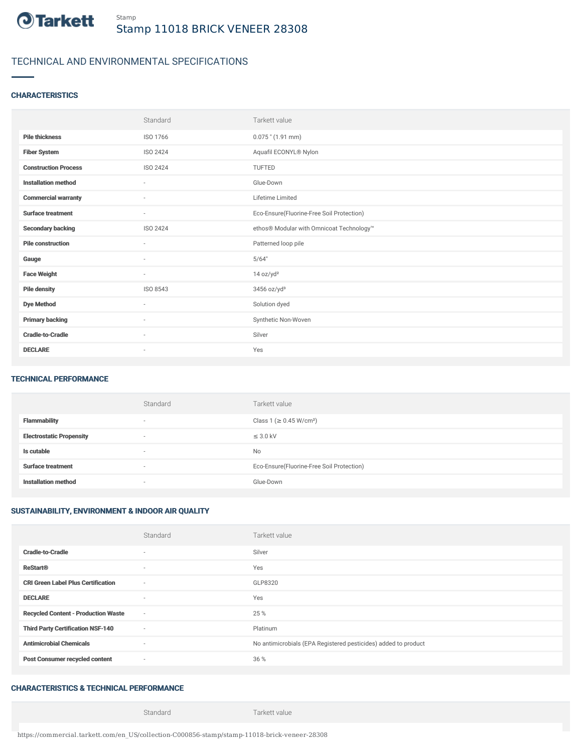Stamp

# Stamp 11018 BRICK VENEER 28308

## TECHNICAL AND ENVIRONMENTAL SPECIFICATIONS

### CHARACTERISTICS

| | Standard | Tarkett value |
|---|---|---|
| **Pile thickness** | ISO 1766 | 0.075 " (1.91 mm) |
| **Fiber System** | ISO 2424 | Aquafil ECONYL® Nylon |
| **Construction Process** | ISO 2424 | TUFTED |
| **Installation method** | - | Glue-Down |
| **Commercial warranty** | - | Lifetime Limited |
| **Surface treatment** | - | Eco-Ensure(Fluorine-Free Soil Protection) |
| **Secondary backing** | ISO 2424 | ethos® Modular with Omnicoat Technology™ |
| **Pile construction** | - | Patterned loop pile |
| **Gauge** | - | 5/64" |
| **Face Weight** | - | 14 oz/yd² |
| **Pile density** | ISO 8543 | 3456 oz/yd³ |
| **Dye Method** | - | Solution dyed |
| **Primary backing** | - | Synthetic Non-Woven |
| **Cradle-to-Cradle** | - | Silver |
| **DECLARE** | - | Yes |

### TECHNICAL PERFORMANCE

| | Standard | Tarkett value |
|---|---|---|
| **Flammability** | - | Class 1 (≥ 0.45 W/cm²) |
| **Electrostatic Propensity** | - | ≤ 3.0 kV |
| **Is cutable** | - | No |
| **Surface treatment** | - | Eco-Ensure(Fluorine-Free Soil Protection) |
| **Installation method** | - | Glue-Down |

### SUSTAINABILITY, ENVIRONMENT & INDOOR AIR QUALITY

| | Standard | Tarkett value |
|---|---|---|
| **Cradle-to-Cradle** | - | Silver |
| **ReStart®** | - | Yes |
| **CRI Green Label Plus Certification** | - | GLP8320 |
| **DECLARE** | - | Yes |
| **Recycled Content - Production Waste** | - | 25 % |
| **Third Party Certification NSF-140** | - | Platinum |
| **Antimicrobial Chemicals** | - | No antimicrobials (EPA Registered pesticides) added to product |
| **Post Consumer recycled content** | - | 36 % |

### CHARACTERISTICS & TECHNICAL PERFORMANCE

| | Standard | Tarkett value |
|---|---|---|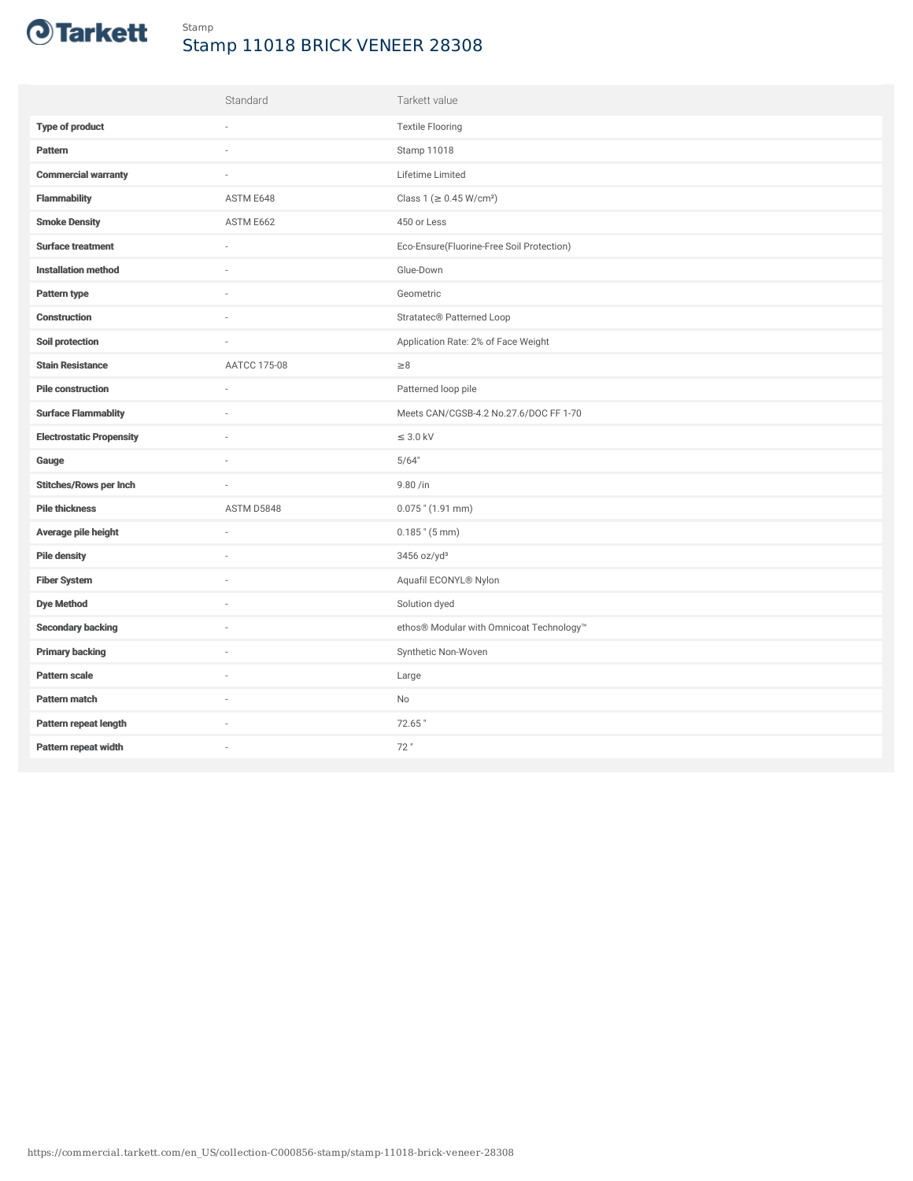Stamp

# Stamp 11018 BRICK VENEER 28308

| | Standard | Tarkett value |
|---|---|---|
| **Type of product** | - | Textile Flooring |
| **Pattern** | - | Stamp 11018 |
| **Commercial warranty** | - | Lifetime Limited |
| **Flammability** | ASTM E648 | Class 1 (≥ 0.45 W/cm²) |
| **Smoke Density** | ASTM E662 | 450 or Less |
| **Surface treatment** | - | Eco-Ensure(Fluorine-Free Soil Protection) |
| **Installation method** | - | Glue-Down |
| **Pattern type** | - | Geometric |
| **Construction** | - | Stratatec® Patterned Loop |
| **Soil protection** | - | Application Rate: 2% of Face Weight |
| **Stain Resistance** | AATCC 175-08 | ≥8 |
| **Pile construction** | - | Patterned loop pile |
| **Surface Flammablity** | - | Meets CAN/CGSB-4.2 No.27.6/DOC FF 1-70 |
| **Electrostatic Propensity** | - | ≤ 3.0 kV |
| **Gauge** | - | 5/64" |
| **Stitches/Rows per Inch** | - | 9.80 /in |
| **Pile thickness** | ASTM D5848 | 0.075 " (1.91 mm) |
| **Average pile height** | - | 0.185 " (5 mm) |
| **Pile density** | - | 3456 oz/yd³ |
| **Fiber System** | - | Aquafil ECONYL® Nylon |
| **Dye Method** | - | Solution dyed |
| **Secondary backing** | - | ethos® Modular with Omnicoat Technology™ |
| **Primary backing** | - | Synthetic Non-Woven |
| **Pattern scale** | - | Large |
| **Pattern match** | - | No |
| **Pattern repeat length** | - | 72.65 " |
| **Pattern repeat width** | - | 72 " |

https://commercial.tarkett.com/en_US/collection-C000856-stamp/stamp-11018-brick-veneer-28308